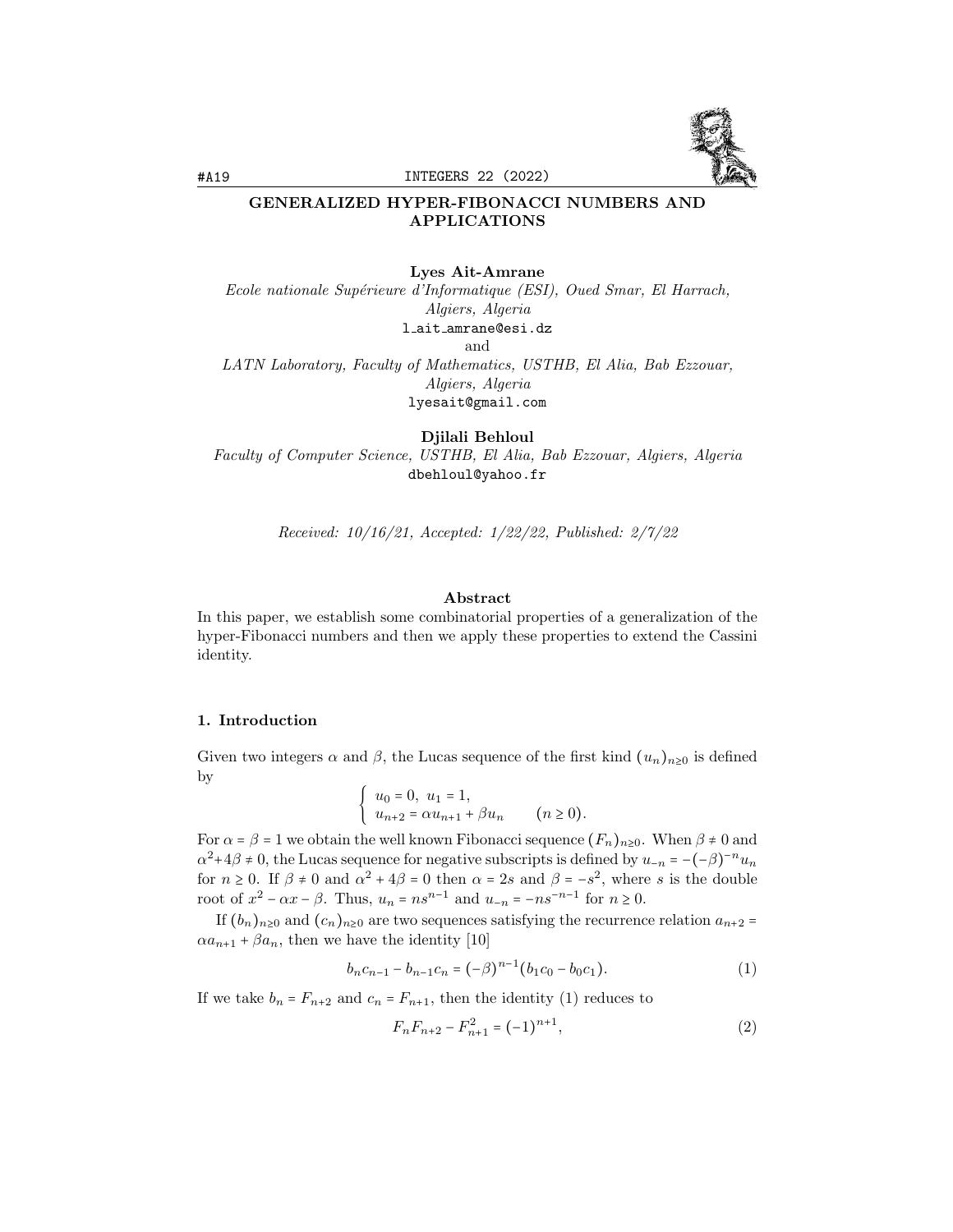# GENERALIZED HYPER-FIBONACCI NUMBERS AND APPLICATIONS

**Lyes Ait-Amrane**

*Ecole nationale Supérieure d'Informatique (ESI), Oued Smar, El Harrach, Algiers, Algeria*

l_ait_amrane@esi.dz

and

*LATN Laboratory, Faculty of Mathematics, USTHB, El Alia, Bab Ezzouar, Algiers, Algeria*

lyesait@gmail.com

**Djilali Behloul**

*Faculty of Computer Science, USTHB, El Alia, Bab Ezzouar, Algiers, Algeria*

dbehloul@yahoo.fr

*Received: 10/16/21, Accepted: 1/22/22, Published: 2/7/22*

### Abstract

In this paper, we establish some combinatorial properties of a generalization of the hyper-Fibonacci numbers and then we apply these properties to extend the Cassini identity.

## 1. Introduction

Given two integers $\alpha$ and $\beta$, the Lucas sequence of the first kind $(u_n)_{n\geq 0}$ is defined by

$$\begin{cases} u_0 = 0, \ u_1 = 1, \\ u_{n+2} = \alpha u_{n+1} + \beta u_n \qquad (n \geq 0). \end{cases}$$

For $\alpha = \beta = 1$ we obtain the well known Fibonacci sequence $(F_n)_{n\geq 0}$. When $\beta \neq 0$ and $\alpha^2 + 4\beta \neq 0$, the Lucas sequence for negative subscripts is defined by $u_{-n} = -(-\beta)^{-n} u_n$ for $n \geq 0$. If $\beta \neq 0$ and $\alpha^2 + 4\beta = 0$ then $\alpha = 2s$ and $\beta = -s^2$, where $s$ is the double root of $x^2 - \alpha x - \beta$. Thus, $u_n = ns^{n-1}$ and $u_{-n} = -ns^{-n-1}$ for $n \geq 0$.

If $(b_n)_{n\geq 0}$ and $(c_n)_{n\geq 0}$ are two sequences satisfying the recurrence relation $a_{n+2} = \alpha a_{n+1} + \beta a_n$, then we have the identity [10]

$$b_n c_{n-1} - b_{n-1} c_n = (-\beta)^{n-1}(b_1 c_0 - b_0 c_1). \tag{1}$$

If we take $b_n = F_{n+2}$ and $c_n = F_{n+1}$, then the identity (1) reduces to

$$F_n F_{n+2} - F_{n+1}^2 = (-1)^{n+1}, \tag{2}$$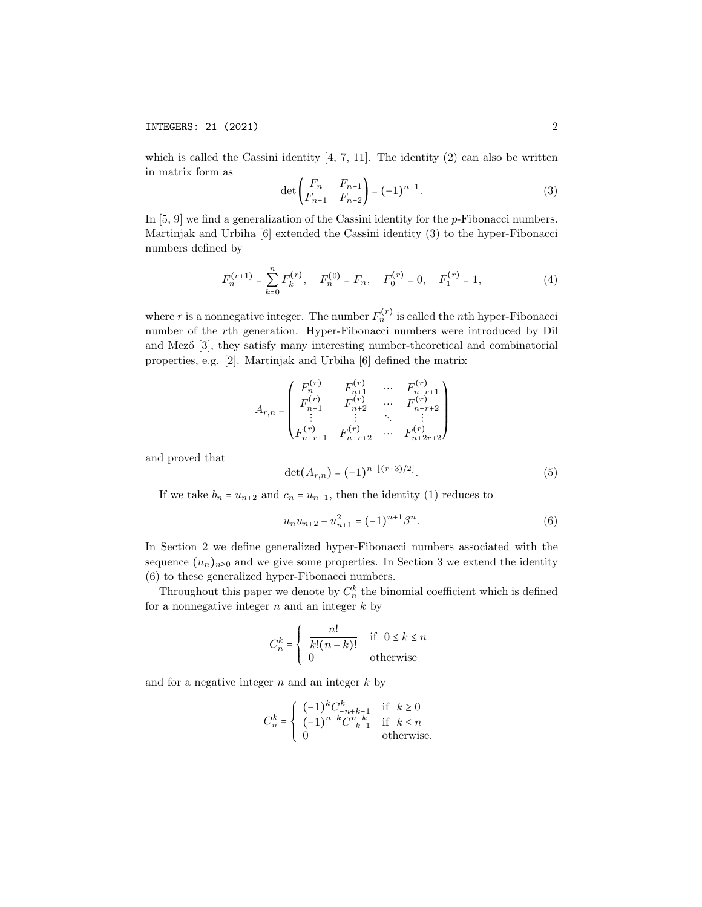which is called the Cassini identity [4, 7, 11]. The identity (2) can also be written in matrix form as

$$\det\begin{pmatrix} F_n & F_{n+1} \\ F_{n+1} & F_{n+2} \end{pmatrix} = (-1)^{n+1}. \tag{3}$$

In [5, 9] we find a generalization of the Cassini identity for the $p$-Fibonacci numbers. Martinjak and Urbiha [6] extended the Cassini identity (3) to the hyper-Fibonacci numbers defined by

$$F_n^{(r+1)} = \sum_{k=0}^{n} F_k^{(r)}, \quad F_n^{(0)} = F_n, \quad F_0^{(r)} = 0, \quad F_1^{(r)} = 1, \tag{4}$$

where $r$ is a nonnegative integer. The number $F_n^{(r)}$ is called the $n$th hyper-Fibonacci number of the $r$th generation. Hyper-Fibonacci numbers were introduced by Dil and Mező [3], they satisfy many interesting number-theoretical and combinatorial properties, e.g. [2]. Martinjak and Urbiha [6] defined the matrix

$$A_{r,n} = \begin{pmatrix} F_n^{(r)} & F_{n+1}^{(r)} & \cdots & F_{n+r+1}^{(r)} \\ F_{n+1}^{(r)} & F_{n+2}^{(r)} & \cdots & F_{n+r+2}^{(r)} \\ \vdots & \vdots & \ddots & \vdots \\ F_{n+r+1}^{(r)} & F_{n+r+2}^{(r)} & \cdots & F_{n+2r+2}^{(r)} \end{pmatrix}$$

and proved that

$$\det(A_{r,n}) = (-1)^{n+\lfloor (r+3)/2 \rfloor}. \tag{5}$$

If we take $b_n = u_{n+2}$ and $c_n = u_{n+1}$, then the identity (1) reduces to

$$u_n u_{n+2} - u_{n+1}^2 = (-1)^{n+1}\beta^n. \tag{6}$$

In Section 2 we define generalized hyper-Fibonacci numbers associated with the sequence $(u_n)_{n\geq 0}$ and we give some properties. In Section 3 we extend the identity (6) to these generalized hyper-Fibonacci numbers.

Throughout this paper we denote by $C_n^k$ the binomial coefficient which is defined for a nonnegative integer $n$ and an integer $k$ by

$$C_n^k = \begin{cases} \dfrac{n!}{k!(n-k)!} & \text{if } \ 0 \leq k \leq n \\ 0 & \text{otherwise} \end{cases}$$

and for a negative integer $n$ and an integer $k$ by

$$C_n^k = \begin{cases} (-1)^k C_{-n+k-1}^k & \text{if } \ k \geq 0 \\ (-1)^{n-k} C_{-k-1}^{n-k} & \text{if } \ k \leq n \\ 0 & \text{otherwise.} \end{cases}$$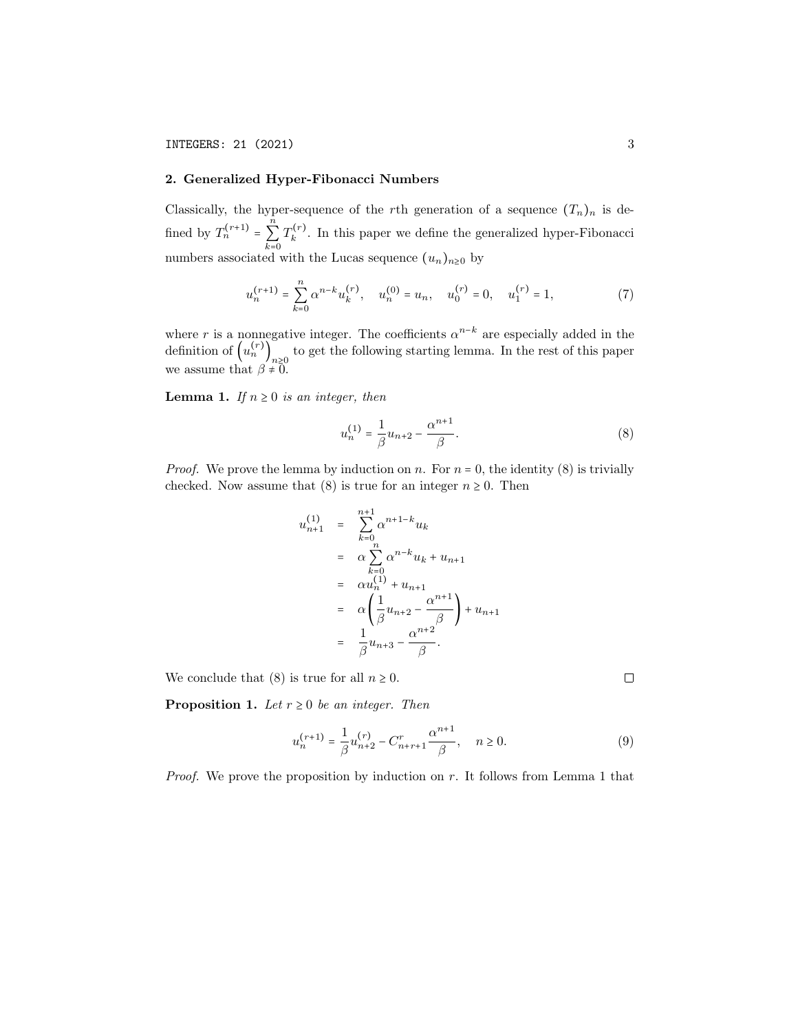## 2. Generalized Hyper-Fibonacci Numbers

Classically, the hyper-sequence of the $r$th generation of a sequence $(T_n)_n$ is defined by $T_n^{(r+1)} = \sum_{k=0}^{n} T_k^{(r)}$. In this paper we define the generalized hyper-Fibonacci numbers associated with the Lucas sequence $(u_n)_{n\geq 0}$ by

$$u_n^{(r+1)} = \sum_{k=0}^{n} \alpha^{n-k} u_k^{(r)}, \quad u_n^{(0)} = u_n, \quad u_0^{(r)} = 0, \quad u_1^{(r)} = 1, \tag{7}$$

where $r$ is a nonnegative integer. The coefficients $\alpha^{n-k}$ are especially added in the definition of $\left(u_n^{(r)}\right)_{n\geq 0}$ to get the following starting lemma. In the rest of this paper we assume that $\beta \neq 0$.

**Lemma 1.** *If $n \geq 0$ is an integer, then*

$$u_n^{(1)} = \frac{1}{\beta} u_{n+2} - \frac{\alpha^{n+1}}{\beta}. \tag{8}$$

*Proof.* We prove the lemma by induction on $n$. For $n = 0$, the identity (8) is trivially checked. Now assume that (8) is true for an integer $n \geq 0$. Then

$$\begin{aligned}
u_{n+1}^{(1)} &= \sum_{k=0}^{n+1} \alpha^{n+1-k} u_k \\
&= \alpha \sum_{k=0}^{n} \alpha^{n-k} u_k + u_{n+1} \\
&= \alpha u_n^{(1)} + u_{n+1} \\
&= \alpha \left( \frac{1}{\beta} u_{n+2} - \frac{\alpha^{n+1}}{\beta} \right) + u_{n+1} \\
&= \frac{1}{\beta} u_{n+3} - \frac{\alpha^{n+2}}{\beta}.
\end{aligned}$$

We conclude that (8) is true for all $n \geq 0$. $\square$

**Proposition 1.** *Let $r \geq 0$ be an integer. Then*

$$u_n^{(r+1)} = \frac{1}{\beta} u_{n+2}^{(r)} - C_{n+r+1}^{r} \frac{\alpha^{n+1}}{\beta}, \quad n \geq 0. \tag{9}$$

*Proof.* We prove the proposition by induction on $r$. It follows from Lemma 1 that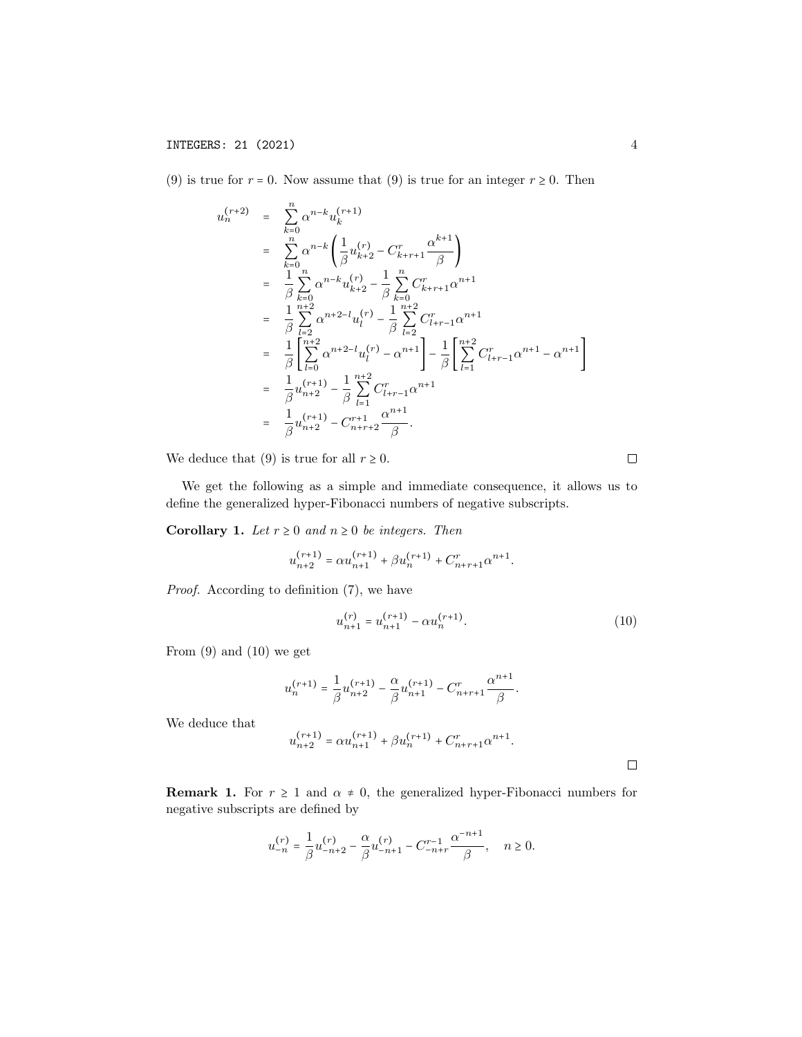(9) is true for $r = 0$. Now assume that (9) is true for an integer $r \geq 0$. Then

$$
\begin{aligned}
u_n^{(r+2)} &= \sum_{k=0}^{n} \alpha^{n-k} u_k^{(r+1)} \\
&= \sum_{k=0}^{n} \alpha^{n-k} \left( \frac{1}{\beta} u_{k+2}^{(r)} - C_{k+r+1}^{r} \frac{\alpha^{k+1}}{\beta} \right) \\
&= \frac{1}{\beta} \sum_{k=0}^{n} \alpha^{n-k} u_{k+2}^{(r)} - \frac{1}{\beta} \sum_{k=0}^{n} C_{k+r+1}^{r} \alpha^{n+1} \\
&= \frac{1}{\beta} \sum_{l=2}^{n+2} \alpha^{n+2-l} u_l^{(r)} - \frac{1}{\beta} \sum_{l=2}^{n+2} C_{l+r-1}^{r} \alpha^{n+1} \\
&= \frac{1}{\beta} \left[ \sum_{l=0}^{n+2} \alpha^{n+2-l} u_l^{(r)} - \alpha^{n+1} \right] - \frac{1}{\beta} \left[ \sum_{l=1}^{n+2} C_{l+r-1}^{r} \alpha^{n+1} - \alpha^{n+1} \right] \\
&= \frac{1}{\beta} u_{n+2}^{(r+1)} - \frac{1}{\beta} \sum_{l=1}^{n+2} C_{l+r-1}^{r} \alpha^{n+1} \\
&= \frac{1}{\beta} u_{n+2}^{(r+1)} - C_{n+r+2}^{r+1} \frac{\alpha^{n+1}}{\beta}.
\end{aligned}
$$

We deduce that (9) is true for all $r \geq 0$. $\square$

We get the following as a simple and immediate consequence, it allows us to define the generalized hyper-Fibonacci numbers of negative subscripts.

**Corollary 1.** *Let $r \geq 0$ and $n \geq 0$ be integers. Then*

$$u_{n+2}^{(r+1)} = \alpha u_{n+1}^{(r+1)} + \beta u_n^{(r+1)} + C_{n+r+1}^{r} \alpha^{n+1}.$$

*Proof.* According to definition (7), we have

$$u_{n+1}^{(r)} = u_{n+1}^{(r+1)} - \alpha u_n^{(r+1)}. \tag{10}$$

From (9) and (10) we get

$$u_n^{(r+1)} = \frac{1}{\beta} u_{n+2}^{(r+1)} - \frac{\alpha}{\beta} u_{n+1}^{(r+1)} - C_{n+r+1}^{r} \frac{\alpha^{n+1}}{\beta}.$$

We deduce that

$$u_{n+2}^{(r+1)} = \alpha u_{n+1}^{(r+1)} + \beta u_n^{(r+1)} + C_{n+r+1}^{r} \alpha^{n+1}.$$

$\square$

**Remark 1.** For $r \geq 1$ and $\alpha \neq 0$, the generalized hyper-Fibonacci numbers for negative subscripts are defined by

$$u_{-n}^{(r)} = \frac{1}{\beta} u_{-n+2}^{(r)} - \frac{\alpha}{\beta} u_{-n+1}^{(r)} - C_{-n+r}^{r-1} \frac{\alpha^{-n+1}}{\beta}, \quad n \geq 0.$$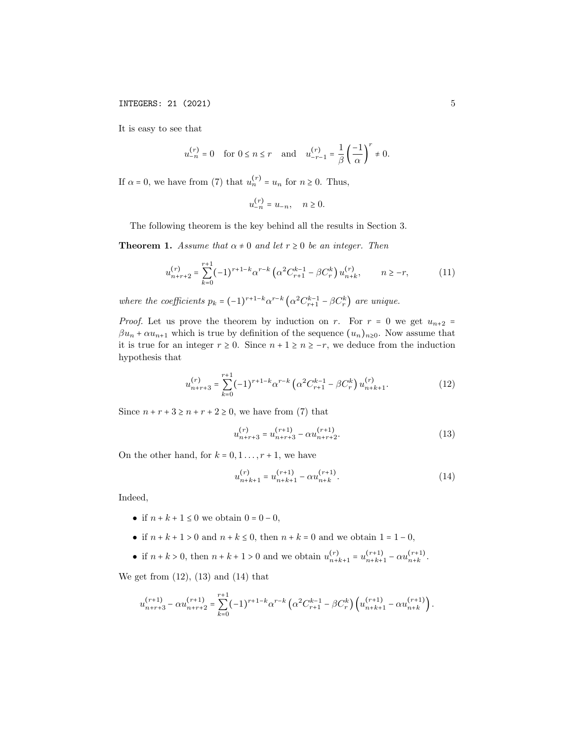It is easy to see that

$$u_{-n}^{(r)} = 0 \quad \text{for } 0 \le n \le r \quad \text{and} \quad u_{-r-1}^{(r)} = \frac{1}{\beta}\left(\frac{-1}{\alpha}\right)^r \neq 0.$$

If $\alpha = 0$, we have from (7) that $u_n^{(r)} = u_n$ for $n \ge 0$. Thus,

$$u_{-n}^{(r)} = u_{-n}, \quad n \ge 0.$$

The following theorem is the key behind all the results in Section 3.

**Theorem 1.** *Assume that $\alpha \neq 0$ and let $r \ge 0$ be an integer. Then*

$$u_{n+r+2}^{(r)} = \sum_{k=0}^{r+1} (-1)^{r+1-k} \alpha^{r-k} \left(\alpha^2 C_{r+1}^{k-1} - \beta C_r^k\right) u_{n+k}^{(r)}, \qquad n \ge -r, \tag{11}$$

*where the coefficients $p_k = (-1)^{r+1-k} \alpha^{r-k} \left(\alpha^2 C_{r+1}^{k-1} - \beta C_r^k\right)$ are unique.*

*Proof.* Let us prove the theorem by induction on $r$. For $r = 0$ we get $u_{n+2} = \beta u_n + \alpha u_{n+1}$ which is true by definition of the sequence $(u_n)_{n\ge 0}$. Now assume that it is true for an integer $r \ge 0$. Since $n+1 \ge n \ge -r$, we deduce from the induction hypothesis that

$$u_{n+r+3}^{(r)} = \sum_{k=0}^{r+1} (-1)^{r+1-k} \alpha^{r-k} \left(\alpha^2 C_{r+1}^{k-1} - \beta C_r^k\right) u_{n+k+1}^{(r)}. \tag{12}$$

Since $n + r + 3 \ge n + r + 2 \ge 0$, we have from (7) that

$$u_{n+r+3}^{(r)} = u_{n+r+3}^{(r+1)} - \alpha u_{n+r+2}^{(r+1)}. \tag{13}$$

On the other hand, for $k = 0, 1 \ldots, r+1$, we have

$$u_{n+k+1}^{(r)} = u_{n+k+1}^{(r+1)} - \alpha u_{n+k}^{(r+1)}. \tag{14}$$

Indeed,

- if $n + k + 1 \le 0$ we obtain $0 = 0 - 0$,
- if $n + k + 1 > 0$ and $n + k \le 0$, then $n + k = 0$ and we obtain $1 = 1 - 0$,
- if $n + k > 0$, then $n + k + 1 > 0$ and we obtain $u_{n+k+1}^{(r)} = u_{n+k+1}^{(r+1)} - \alpha u_{n+k}^{(r+1)}$.

We get from (12), (13) and (14) that

$$u_{n+r+3}^{(r+1)} - \alpha u_{n+r+2}^{(r+1)} = \sum_{k=0}^{r+1} (-1)^{r+1-k} \alpha^{r-k} \left(\alpha^2 C_{r+1}^{k-1} - \beta C_r^k\right) \left(u_{n+k+1}^{(r+1)} - \alpha u_{n+k}^{(r+1)}\right).$$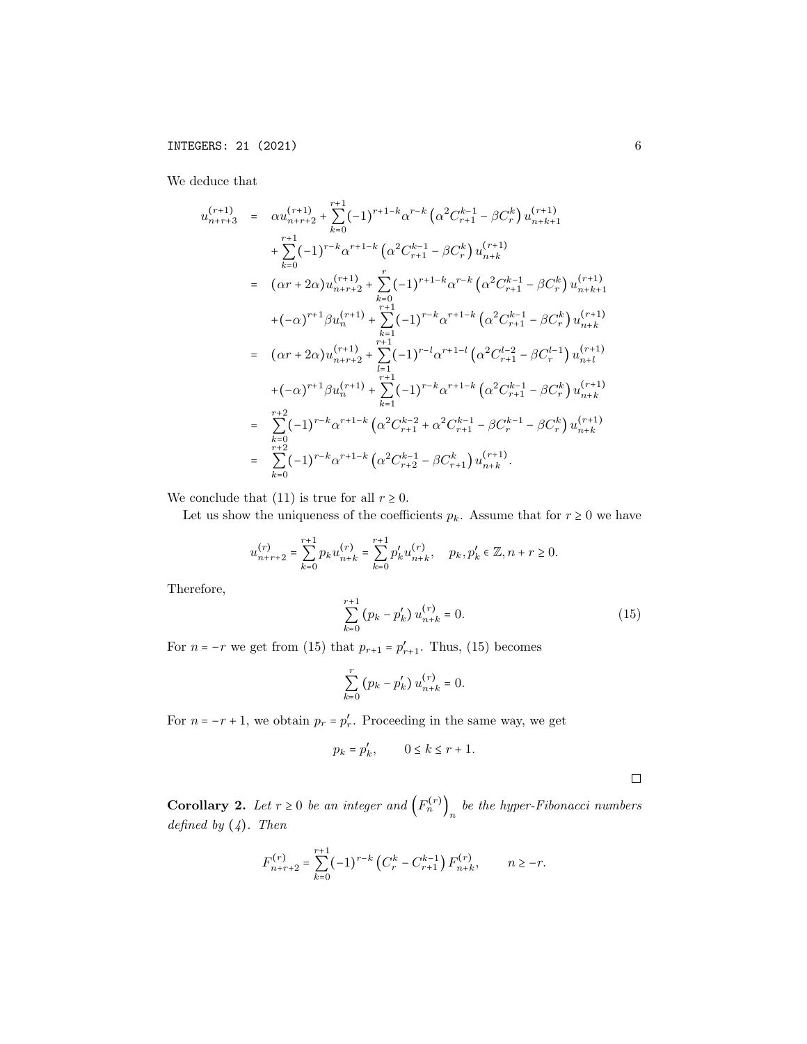We deduce that

$$
\begin{aligned}
u_{n+r+3}^{(r+1)} &= \alpha u_{n+r+2}^{(r+1)} + \sum_{k=0}^{r+1} (-1)^{r+1-k} \alpha^{r-k} \left( \alpha^2 C_{r+1}^{k-1} - \beta C_r^k \right) u_{n+k+1}^{(r+1)} \\
&\quad + \sum_{k=0}^{r+1} (-1)^{r-k} \alpha^{r+1-k} \left( \alpha^2 C_{r+1}^{k-1} - \beta C_r^k \right) u_{n+k}^{(r+1)} \\
&= (\alpha r + 2\alpha) u_{n+r+2}^{(r+1)} + \sum_{k=0}^{r} (-1)^{r+1-k} \alpha^{r-k} \left( \alpha^2 C_{r+1}^{k-1} - \beta C_r^k \right) u_{n+k+1}^{(r+1)} \\
&\quad + (-\alpha)^{r+1} \beta u_n^{(r+1)} + \sum_{k=1}^{r+1} (-1)^{r-k} \alpha^{r+1-k} \left( \alpha^2 C_{r+1}^{k-1} - \beta C_r^k \right) u_{n+k}^{(r+1)} \\
&= (\alpha r + 2\alpha) u_{n+r+2}^{(r+1)} + \sum_{l=1}^{r+1} (-1)^{r-l} \alpha^{r+1-l} \left( \alpha^2 C_{r+1}^{l-2} - \beta C_r^{l-1} \right) u_{n+l}^{(r+1)} \\
&\quad + (-\alpha)^{r+1} \beta u_n^{(r+1)} + \sum_{k=1}^{r+1} (-1)^{r-k} \alpha^{r+1-k} \left( \alpha^2 C_{r+1}^{k-1} - \beta C_r^k \right) u_{n+k}^{(r+1)} \\
&= \sum_{k=0}^{r+2} (-1)^{r-k} \alpha^{r+1-k} \left( \alpha^2 C_{r+1}^{k-2} + \alpha^2 C_{r+1}^{k-1} - \beta C_r^{k-1} - \beta C_r^k \right) u_{n+k}^{(r+1)} \\
&= \sum_{k=0}^{r+2} (-1)^{r-k} \alpha^{r+1-k} \left( \alpha^2 C_{r+2}^{k-1} - \beta C_{r+1}^k \right) u_{n+k}^{(r+1)}.
\end{aligned}
$$

We conclude that (11) is true for all $r \geq 0$.

Let us show the uniqueness of the coefficients $p_k$. Assume that for $r \geq 0$ we have

$$
u_{n+r+2}^{(r)} = \sum_{k=0}^{r+1} p_k u_{n+k}^{(r)} = \sum_{k=0}^{r+1} p'_k u_{n+k}^{(r)}, \quad p_k, p'_k \in \mathbb{Z}, n + r \geq 0.
$$

Therefore,

$$
\sum_{k=0}^{r+1} \left( p_k - p'_k \right) u_{n+k}^{(r)} = 0. \tag{15}
$$

For $n = -r$ we get from (15) that $p_{r+1} = p'_{r+1}$. Thus, (15) becomes

$$
\sum_{k=0}^{r} \left( p_k - p'_k \right) u_{n+k}^{(r)} = 0.
$$

For $n = -r + 1$, we obtain $p_r = p'_r$. Proceeding in the same way, we get

$$
p_k = p'_k, \qquad 0 \leq k \leq r + 1.
$$

□

**Corollary 2.** *Let $r \geq 0$ be an integer and $\left( F_n^{(r)} \right)_n$ be the hyper-Fibonacci numbers defined by (4). Then*

$$
F_{n+r+2}^{(r)} = \sum_{k=0}^{r+1} (-1)^{r-k} \left( C_r^k - C_{r+1}^{k-1} \right) F_{n+k}^{(r)}, \qquad n \geq -r.
$$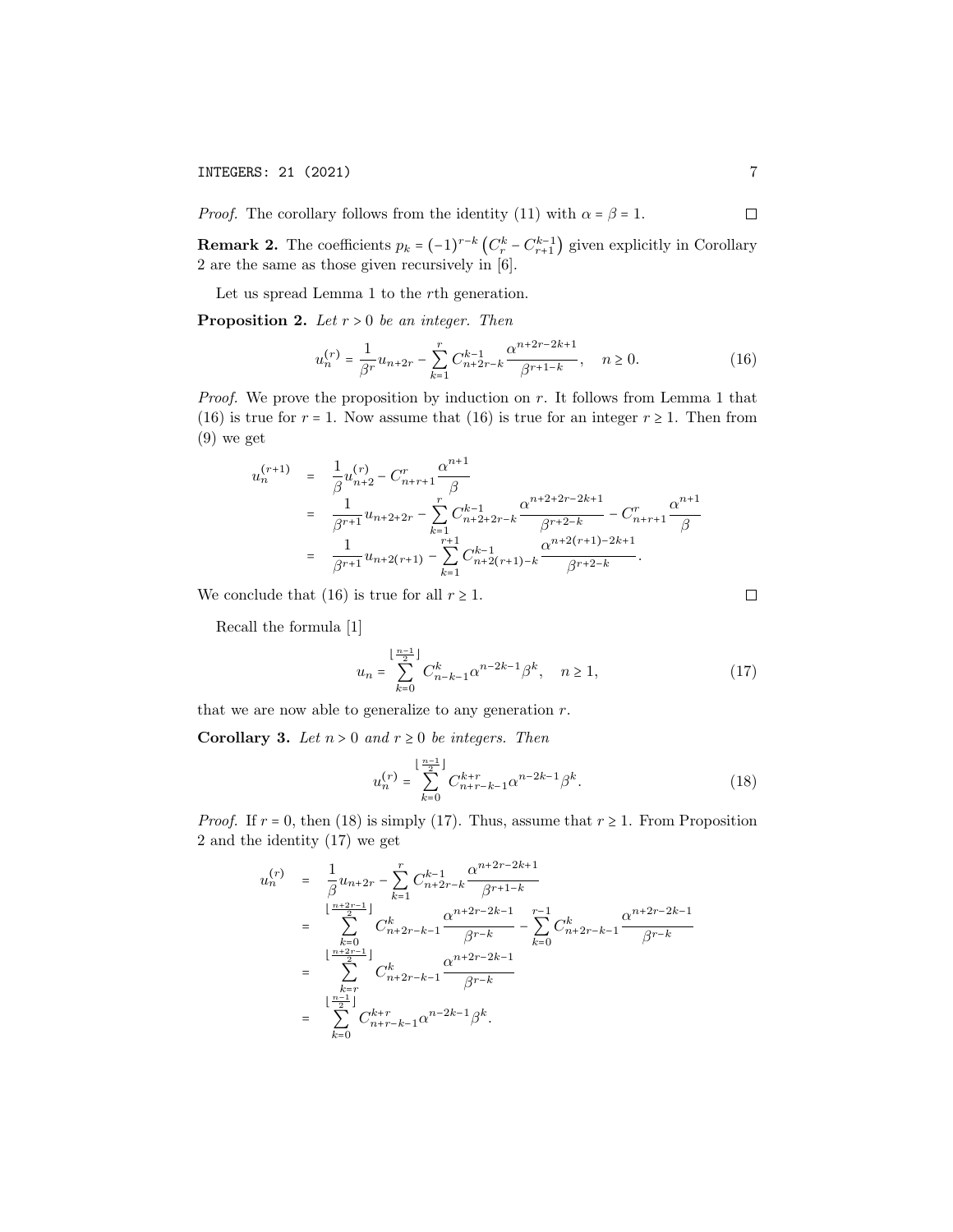*Proof.* The corollary follows from the identity (11) with $\alpha = \beta = 1$. $\square$

**Remark 2.** The coefficients $p_k = (-1)^{r-k}\left(C_r^k - C_{r+1}^{k-1}\right)$ given explicitly in Corollary 2 are the same as those given recursively in [6].

Let us spread Lemma 1 to the $r$th generation.

**Proposition 2.** *Let $r > 0$ be an integer. Then*

$$u_n^{(r)} = \frac{1}{\beta^r} u_{n+2r} - \sum_{k=1}^{r} C_{n+2r-k}^{k-1} \frac{\alpha^{n+2r-2k+1}}{\beta^{r+1-k}}, \quad n \geq 0. \tag{16}$$

*Proof.* We prove the proposition by induction on $r$. It follows from Lemma 1 that (16) is true for $r = 1$. Now assume that (16) is true for an integer $r \geq 1$. Then from (9) we get

$$\begin{aligned}
u_n^{(r+1)} &= \frac{1}{\beta} u_{n+2}^{(r)} - C_{n+r+1}^{r} \frac{\alpha^{n+1}}{\beta} \\
&= \frac{1}{\beta^{r+1}} u_{n+2+2r} - \sum_{k=1}^{r} C_{n+2+2r-k}^{k-1} \frac{\alpha^{n+2+2r-2k+1}}{\beta^{r+2-k}} - C_{n+r+1}^{r} \frac{\alpha^{n+1}}{\beta} \\
&= \frac{1}{\beta^{r+1}} u_{n+2(r+1)} - \sum_{k=1}^{r+1} C_{n+2(r+1)-k}^{k-1} \frac{\alpha^{n+2(r+1)-2k+1}}{\beta^{r+2-k}}.
\end{aligned}$$

We conclude that (16) is true for all $r \geq 1$. $\square$

Recall the formula [1]

$$u_n = \sum_{k=0}^{\lfloor \frac{n-1}{2} \rfloor} C_{n-k-1}^{k} \alpha^{n-2k-1} \beta^k, \quad n \geq 1, \tag{17}$$

that we are now able to generalize to any generation $r$.

**Corollary 3.** *Let $n > 0$ and $r \geq 0$ be integers. Then*

$$u_n^{(r)} = \sum_{k=0}^{\lfloor \frac{n-1}{2} \rfloor} C_{n+r-k-1}^{k+r} \alpha^{n-2k-1} \beta^k. \tag{18}$$

*Proof.* If $r = 0$, then (18) is simply (17). Thus, assume that $r \geq 1$. From Proposition 2 and the identity (17) we get

$$\begin{aligned}
u_n^{(r)} &= \frac{1}{\beta} u_{n+2r} - \sum_{k=1}^{r} C_{n+2r-k}^{k-1} \frac{\alpha^{n+2r-2k+1}}{\beta^{r+1-k}} \\
&= \sum_{k=0}^{\lfloor \frac{n+2r-1}{2} \rfloor} C_{n+2r-k-1}^{k} \frac{\alpha^{n+2r-2k-1}}{\beta^{r-k}} - \sum_{k=0}^{r-1} C_{n+2r-k-1}^{k} \frac{\alpha^{n+2r-2k-1}}{\beta^{r-k}} \\
&= \sum_{k=r}^{\lfloor \frac{n+2r-1}{2} \rfloor} C_{n+2r-k-1}^{k} \frac{\alpha^{n+2r-2k-1}}{\beta^{r-k}} \\
&= \sum_{k=0}^{\lfloor \frac{n-1}{2} \rfloor} C_{n+r-k-1}^{k+r} \alpha^{n-2k-1} \beta^k.
\end{aligned}$$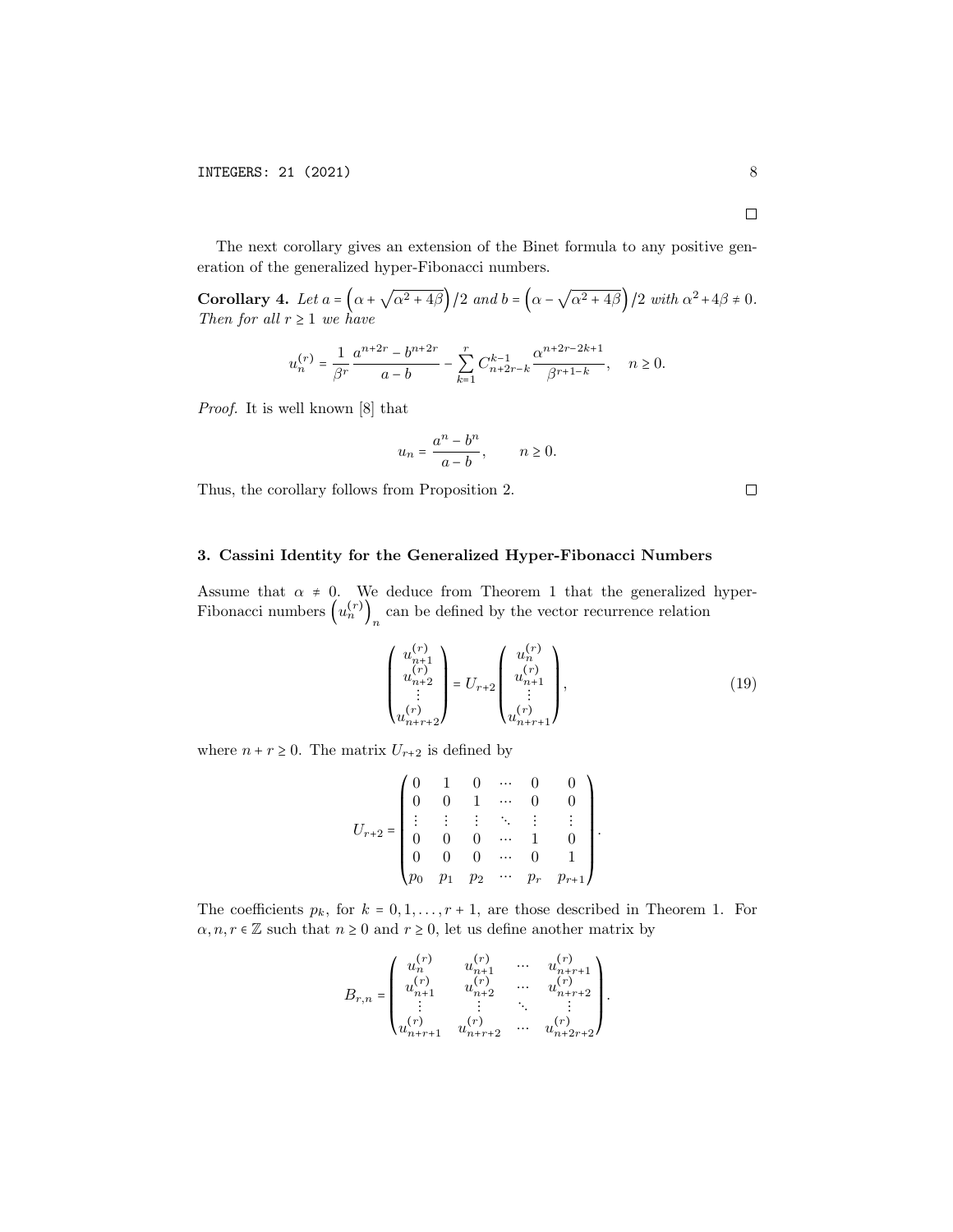□

The next corollary gives an extension of the Binet formula to any positive generation of the generalized hyper-Fibonacci numbers.

**Corollary 4.** *Let* $a = \left(\alpha + \sqrt{\alpha^2 + 4\beta}\right)/2$ *and* $b = \left(\alpha - \sqrt{\alpha^2 + 4\beta}\right)/2$ *with* $\alpha^2 + 4\beta \neq 0$. *Then for all* $r \geq 1$ *we have*

$$u_n^{(r)} = \frac{1}{\beta^r}\frac{a^{n+2r} - b^{n+2r}}{a-b} - \sum_{k=1}^{r} C_{n+2r-k}^{k-1}\frac{\alpha^{n+2r-2k+1}}{\beta^{r+1-k}}, \quad n \geq 0.$$

*Proof.* It is well known [8] that

$$u_n = \frac{a^n - b^n}{a-b}, \qquad n \geq 0.$$

Thus, the corollary follows from Proposition 2. □

## 3. Cassini Identity for the Generalized Hyper-Fibonacci Numbers

Assume that $\alpha \neq 0$. We deduce from Theorem 1 that the generalized hyper-Fibonacci numbers $\left(u_n^{(r)}\right)_n$ can be defined by the vector recurrence relation

$$\begin{pmatrix} u_{n+1}^{(r)} \\ u_{n+2}^{(r)} \\ \vdots \\ u_{n+r+2}^{(r)} \end{pmatrix} = U_{r+2}\begin{pmatrix} u_{n}^{(r)} \\ u_{n+1}^{(r)} \\ \vdots \\ u_{n+r+1}^{(r)} \end{pmatrix}, \tag{19}$$

where $n + r \geq 0$. The matrix $U_{r+2}$ is defined by

$$U_{r+2} = \begin{pmatrix} 0 & 1 & 0 & \cdots & 0 & 0 \\ 0 & 0 & 1 & \cdots & 0 & 0 \\ \vdots & \vdots & \vdots & \ddots & \vdots & \vdots \\ 0 & 0 & 0 & \cdots & 1 & 0 \\ 0 & 0 & 0 & \cdots & 0 & 1 \\ p_0 & p_1 & p_2 & \cdots & p_r & p_{r+1} \end{pmatrix}.$$

The coefficients $p_k$, for $k = 0, 1, \ldots, r+1$, are those described in Theorem 1. For $\alpha, n, r \in \mathbb{Z}$ such that $n \geq 0$ and $r \geq 0$, let us define another matrix by

$$B_{r,n} = \begin{pmatrix} u_n^{(r)} & u_{n+1}^{(r)} & \cdots & u_{n+r+1}^{(r)} \\ u_{n+1}^{(r)} & u_{n+2}^{(r)} & \cdots & u_{n+r+2}^{(r)} \\ \vdots & \vdots & \ddots & \vdots \\ u_{n+r+1}^{(r)} & u_{n+r+2}^{(r)} & \cdots & u_{n+2r+2}^{(r)} \end{pmatrix}.$$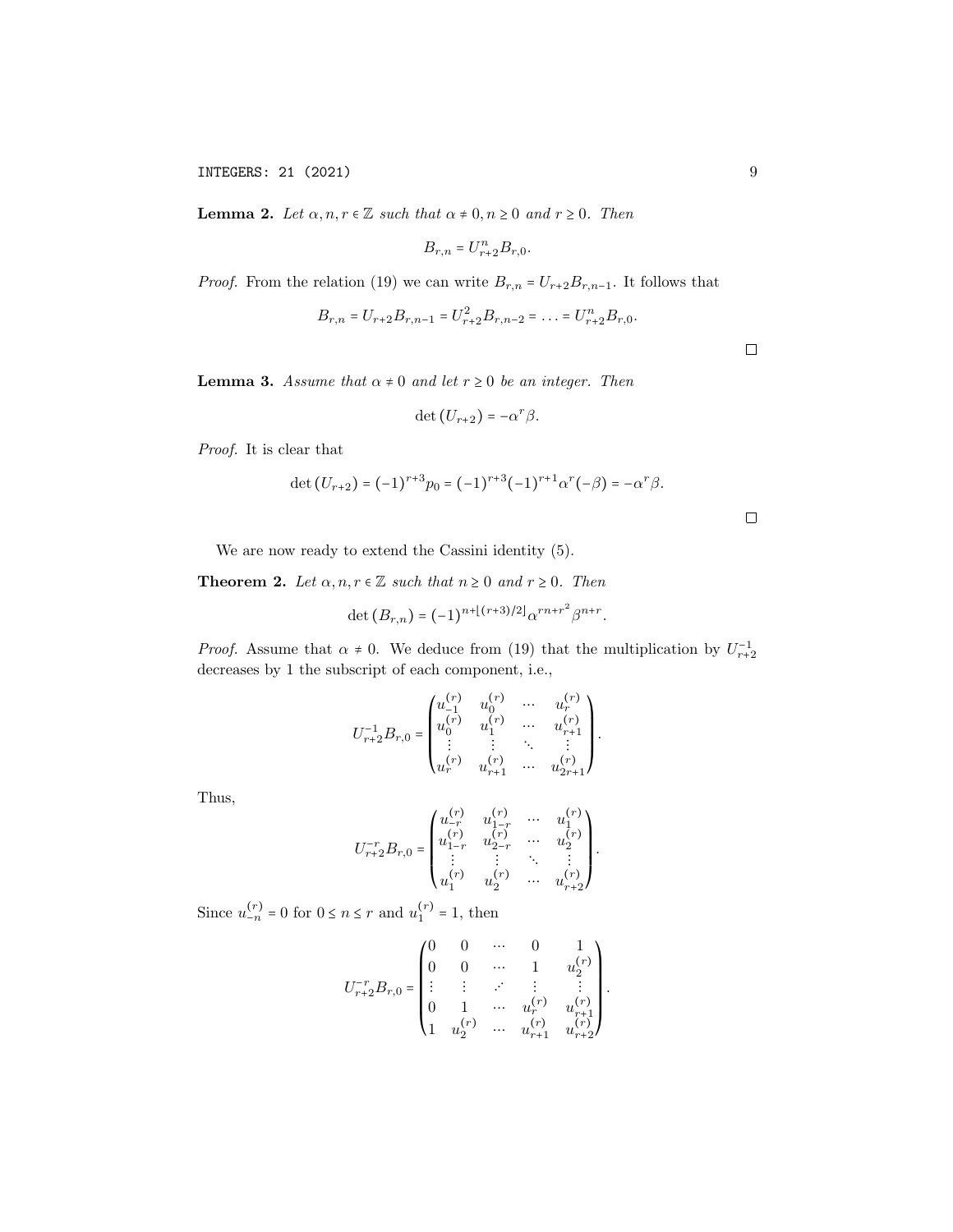**Lemma 2.** *Let $\alpha, n, r \in \mathbb{Z}$ such that $\alpha \neq 0, n \geq 0$ and $r \geq 0$. Then*

$$B_{r,n} = U_{r+2}^n B_{r,0}.$$

*Proof.* From the relation (19) we can write $B_{r,n} = U_{r+2} B_{r,n-1}$. It follows that

$$B_{r,n} = U_{r+2} B_{r,n-1} = U_{r+2}^2 B_{r,n-2} = \ldots = U_{r+2}^n B_{r,0}.$$

□

**Lemma 3.** *Assume that $\alpha \neq 0$ and let $r \geq 0$ be an integer. Then*

$$\det\left(U_{r+2}\right) = -\alpha^r \beta.$$

*Proof.* It is clear that

$$\det\left(U_{r+2}\right) = (-1)^{r+3} p_0 = (-1)^{r+3} (-1)^{r+1} \alpha^r (-\beta) = -\alpha^r \beta.$$

□

We are now ready to extend the Cassini identity (5).

**Theorem 2.** *Let $\alpha, n, r \in \mathbb{Z}$ such that $n \geq 0$ and $r \geq 0$. Then*

$$\det\left(B_{r,n}\right) = (-1)^{n + \lfloor (r+3)/2 \rfloor} \alpha^{rn + r^2} \beta^{n+r}.$$

*Proof.* Assume that $\alpha \neq 0$. We deduce from (19) that the multiplication by $U_{r+2}^{-1}$ decreases by 1 the subscript of each component, i.e.,

$$U_{r+2}^{-1} B_{r,0} = \begin{pmatrix} u_{-1}^{(r)} & u_0^{(r)} & \cdots & u_r^{(r)} \\ u_0^{(r)} & u_1^{(r)} & \cdots & u_{r+1}^{(r)} \\ \vdots & \vdots & \ddots & \vdots \\ u_r^{(r)} & u_{r+1}^{(r)} & \cdots & u_{2r+1}^{(r)} \end{pmatrix}.$$

Thus,

$$U_{r+2}^{-r} B_{r,0} = \begin{pmatrix} u_{-r}^{(r)} & u_{1-r}^{(r)} & \cdots & u_1^{(r)} \\ u_{1-r}^{(r)} & u_{2-r}^{(r)} & \cdots & u_2^{(r)} \\ \vdots & \vdots & \ddots & \vdots \\ u_1^{(r)} & u_2^{(r)} & \cdots & u_{r+2}^{(r)} \end{pmatrix}.$$

Since $u_{-n}^{(r)} = 0$ for $0 \leq n \leq r$ and $u_1^{(r)} = 1$, then

$$U_{r+2}^{-r} B_{r,0} = \begin{pmatrix} 0 & 0 & \cdots & 0 & 1 \\ 0 & 0 & \cdots & 1 & u_2^{(r)} \\ \vdots & \vdots & \iddots & \vdots & \vdots \\ 0 & 1 & \cdots & u_r^{(r)} & u_{r+1}^{(r)} \\ 1 & u_2^{(r)} & \cdots & u_{r+1}^{(r)} & u_{r+2}^{(r)} \end{pmatrix}.$$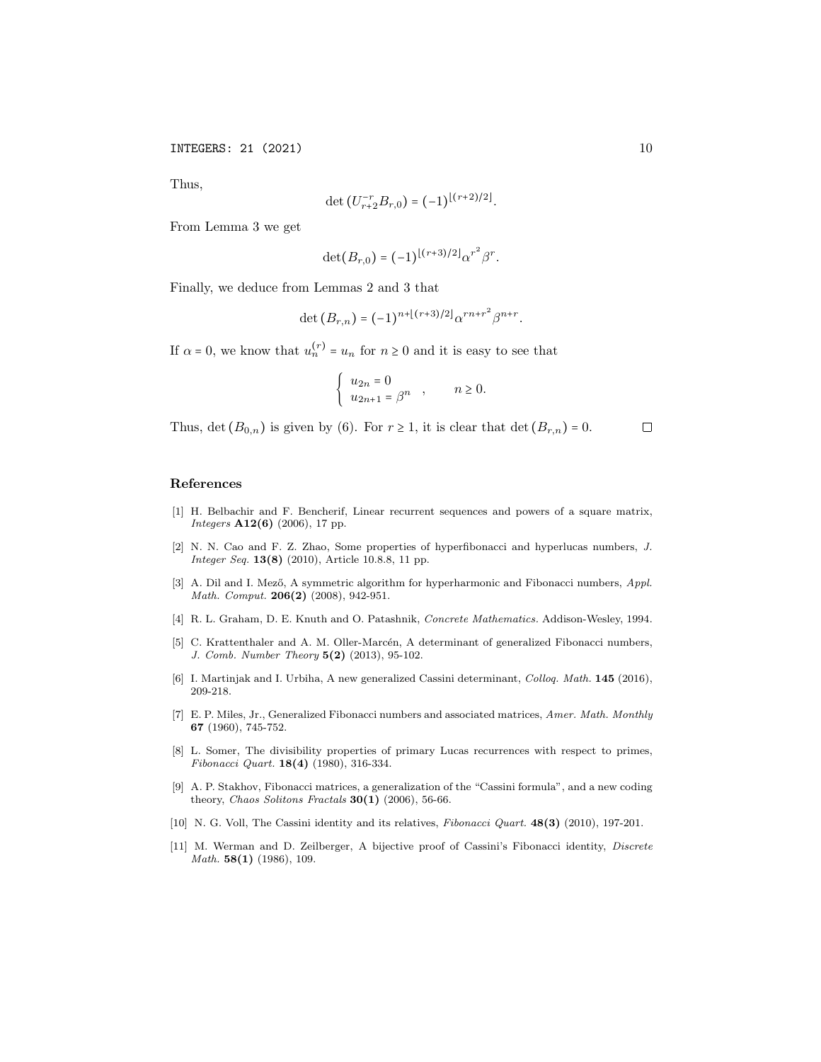Thus,

$$\det\left(U_{r+2}^{-r} B_{r,0}\right) = (-1)^{\lfloor (r+2)/2 \rfloor}.$$

From Lemma 3 we get

$$\det(B_{r,0}) = (-1)^{\lfloor (r+3)/2 \rfloor} \alpha^{r^2} \beta^{r}.$$

Finally, we deduce from Lemmas 2 and 3 that

$$\det\left(B_{r,n}\right) = (-1)^{n+\lfloor (r+3)/2 \rfloor} \alpha^{rn+r^2} \beta^{n+r}.$$

If $\alpha = 0$, we know that $u_n^{(r)} = u_n$ for $n \geq 0$ and it is easy to see that

$$\begin{cases} u_{2n} = 0 \\ u_{2n+1} = \beta^n \end{cases}, \qquad n \geq 0.$$

Thus, $\det\left(B_{0,n}\right)$ is given by (6). For $r \geq 1$, it is clear that $\det\left(B_{r,n}\right) = 0$. $\square$

## References

[1] H. Belbachir and F. Bencherif, Linear recurrent sequences and powers of a square matrix, *Integers* **A12(6)** (2006), 17 pp.

[2] N. N. Cao and F. Z. Zhao, Some properties of hyperfibonacci and hyperlucas numbers, *J. Integer Seq.* **13(8)** (2010), Article 10.8.8, 11 pp.

[3] A. Dil and I. Mező, A symmetric algorithm for hyperharmonic and Fibonacci numbers, *Appl. Math. Comput.* **206(2)** (2008), 942-951.

[4] R. L. Graham, D. E. Knuth and O. Patashnik, *Concrete Mathematics.* Addison-Wesley, 1994.

[5] C. Krattenthaler and A. M. Oller-Marcén, A determinant of generalized Fibonacci numbers, *J. Comb. Number Theory* **5(2)** (2013), 95-102.

[6] I. Martinjak and I. Urbiha, A new generalized Cassini determinant, *Colloq. Math.* **145** (2016), 209-218.

[7] E. P. Miles, Jr., Generalized Fibonacci numbers and associated matrices, *Amer. Math. Monthly* **67** (1960), 745-752.

[8] L. Somer, The divisibility properties of primary Lucas recurrences with respect to primes, *Fibonacci Quart.* **18(4)** (1980), 316-334.

[9] A. P. Stakhov, Fibonacci matrices, a generalization of the "Cassini formula", and a new coding theory, *Chaos Solitons Fractals* **30(1)** (2006), 56-66.

[10] N. G. Voll, The Cassini identity and its relatives, *Fibonacci Quart.* **48(3)** (2010), 197-201.

[11] M. Werman and D. Zeilberger, A bijective proof of Cassini's Fibonacci identity, *Discrete Math.* **58(1)** (1986), 109.